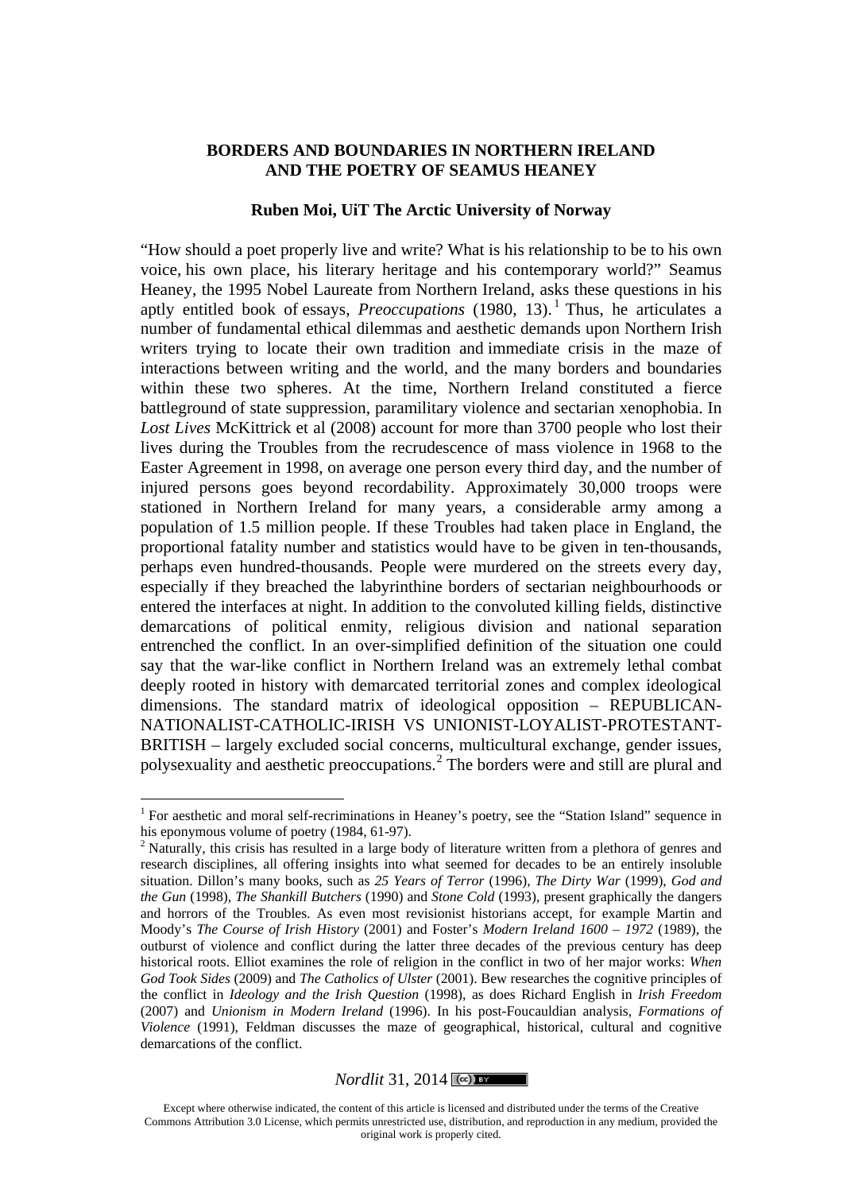# BORDERS AND BOUNDARIES IN NORTHERN IRELAND AND THE POETRY OF SEAMUS HEANEY

**Ruben Moi, UiT The Arctic University of Norway**

"How should a poet properly live and write? What is his relationship to be to his own voice, his own place, his literary heritage and his contemporary world?" Seamus Heaney, the 1995 Nobel Laureate from Northern Ireland, asks these questions in his aptly entitled book of essays, *Preoccupations* (1980, 13).[1] Thus, he articulates a number of fundamental ethical dilemmas and aesthetic demands upon Northern Irish writers trying to locate their own tradition and immediate crisis in the maze of interactions between writing and the world, and the many borders and boundaries within these two spheres. At the time, Northern Ireland constituted a fierce battleground of state suppression, paramilitary violence and sectarian xenophobia. In *Lost Lives* McKittrick et al (2008) account for more than 3700 people who lost their lives during the Troubles from the recrudescence of mass violence in 1968 to the Easter Agreement in 1998, on average one person every third day, and the number of injured persons goes beyond recordability. Approximately 30,000 troops were stationed in Northern Ireland for many years, a considerable army among a population of 1.5 million people. If these Troubles had taken place in England, the proportional fatality number and statistics would have to be given in ten-thousands, perhaps even hundred-thousands. People were murdered on the streets every day, especially if they breached the labyrinthine borders of sectarian neighbourhoods or entered the interfaces at night. In addition to the convoluted killing fields, distinctive demarcations of political enmity, religious division and national separation entrenched the conflict. In an over-simplified definition of the situation one could say that the war-like conflict in Northern Ireland was an extremely lethal combat deeply rooted in history with demarcated territorial zones and complex ideological dimensions. The standard matrix of ideological opposition – REPUBLICAN-NATIONALIST-CATHOLIC-IRISH VS UNIONIST-LOYALIST-PROTESTANT-BRITISH – largely excluded social concerns, multicultural exchange, gender issues, polysexuality and aesthetic preoccupations.[2] The borders were and still are plural and

---

[1] For aesthetic and moral self-recriminations in Heaney's poetry, see the "Station Island" sequence in his eponymous volume of poetry (1984, 61-97).

[2] Naturally, this crisis has resulted in a large body of literature written from a plethora of genres and research disciplines, all offering insights into what seemed for decades to be an entirely insoluble situation. Dillon's many books, such as *25 Years of Terror* (1996), *The Dirty War* (1999), *God and the Gun* (1998), *The Shankill Butchers* (1990) and *Stone Cold* (1993), present graphically the dangers and horrors of the Troubles. As even most revisionist historians accept, for example Martin and Moody's *The Course of Irish History* (2001) and Foster's *Modern Ireland 1600 – 1972* (1989), the outburst of violence and conflict during the latter three decades of the previous century has deep historical roots. Elliot examines the role of religion in the conflict in two of her major works: *When God Took Sides* (2009) and *The Catholics of Ulster* (2001). Bew researches the cognitive principles of the conflict in *Ideology and the Irish Question* (1998), as does Richard English in *Irish Freedom* (2007) and *Unionism in Modern Ireland* (1996). In his post-Foucauldian analysis, *Formations of Violence* (1991), Feldman discusses the maze of geographical, historical, cultural and cognitive demarcations of the conflict.

Except where otherwise indicated, the content of this article is licensed and distributed under the terms of the Creative Commons Attribution 3.0 License, which permits unrestricted use, distribution, and reproduction in any medium, provided the original work is properly cited.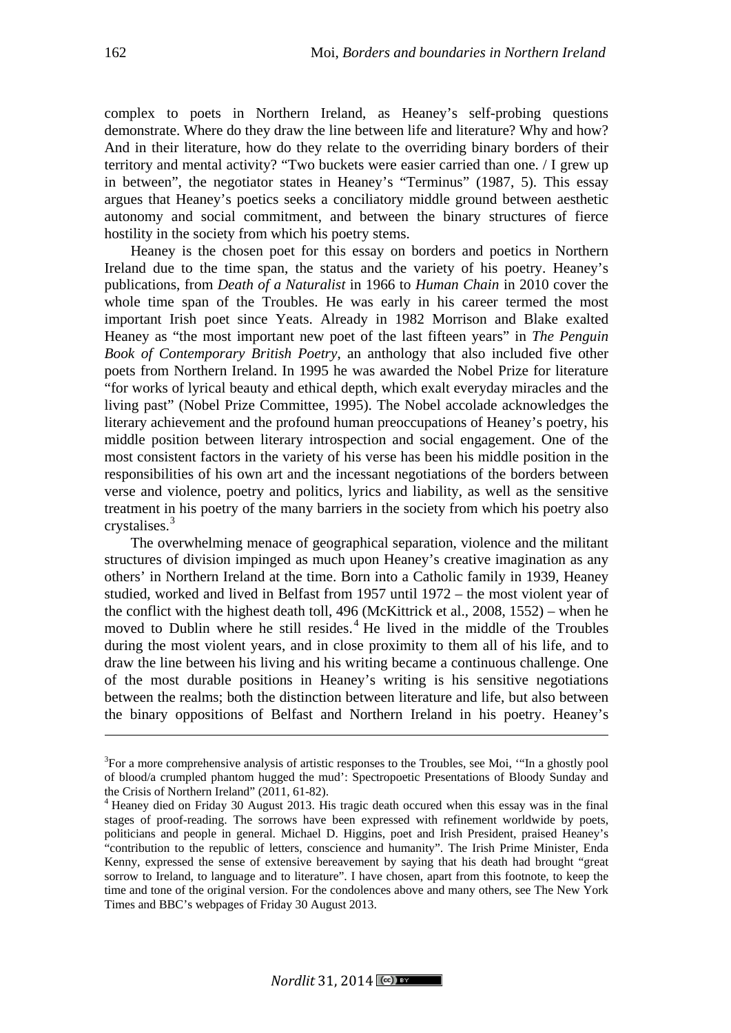complex to poets in Northern Ireland, as Heaney's self-probing questions demonstrate. Where do they draw the line between life and literature? Why and how? And in their literature, how do they relate to the overriding binary borders of their territory and mental activity? "Two buckets were easier carried than one. / I grew up in between", the negotiator states in Heaney's "Terminus" (1987, 5). This essay argues that Heaney's poetics seeks a conciliatory middle ground between aesthetic autonomy and social commitment, and between the binary structures of fierce hostility in the society from which his poetry stems.

Heaney is the chosen poet for this essay on borders and poetics in Northern Ireland due to the time span, the status and the variety of his poetry. Heaney's publications, from *Death of a Naturalist* in 1966 to *Human Chain* in 2010 cover the whole time span of the Troubles. He was early in his career termed the most important Irish poet since Yeats. Already in 1982 Morrison and Blake exalted Heaney as "the most important new poet of the last fifteen years" in *The Penguin Book of Contemporary British Poetry*, an anthology that also included five other poets from Northern Ireland. In 1995 he was awarded the Nobel Prize for literature "for works of lyrical beauty and ethical depth, which exalt everyday miracles and the living past" (Nobel Prize Committee, 1995). The Nobel accolade acknowledges the literary achievement and the profound human preoccupations of Heaney's poetry, his middle position between literary introspection and social engagement. One of the most consistent factors in the variety of his verse has been his middle position in the responsibilities of his own art and the incessant negotiations of the borders between verse and violence, poetry and politics, lyrics and liability, as well as the sensitive treatment in his poetry of the many barriers in the society from which his poetry also crystalises.[3]

The overwhelming menace of geographical separation, violence and the militant structures of division impinged as much upon Heaney's creative imagination as any others' in Northern Ireland at the time. Born into a Catholic family in 1939, Heaney studied, worked and lived in Belfast from 1957 until 1972 – the most violent year of the conflict with the highest death toll, 496 (McKittrick et al., 2008, 1552) – when he moved to Dublin where he still resides.[4] He lived in the middle of the Troubles during the most violent years, and in close proximity to them all of his life, and to draw the line between his living and his writing became a continuous challenge. One of the most durable positions in Heaney's writing is his sensitive negotiations between the realms; both the distinction between literature and life, but also between the binary oppositions of Belfast and Northern Ireland in his poetry. Heaney's

---

[3]For a more comprehensive analysis of artistic responses to the Troubles, see Moi, '"In a ghostly pool of blood/a crumpled phantom hugged the mud': Spectropoetic Presentations of Bloody Sunday and the Crisis of Northern Ireland" (2011, 61-82).

[4] Heaney died on Friday 30 August 2013. His tragic death occured when this essay was in the final stages of proof-reading. The sorrows have been expressed with refinement worldwide by poets, politicians and people in general. Michael D. Higgins, poet and Irish President, praised Heaney's "contribution to the republic of letters, conscience and humanity". The Irish Prime Minister, Enda Kenny, expressed the sense of extensive bereavement by saying that his death had brought "great sorrow to Ireland, to language and to literature". I have chosen, apart from this footnote, to keep the time and tone of the original version. For the condolences above and many others, see The New York Times and BBC's webpages of Friday 30 August 2013.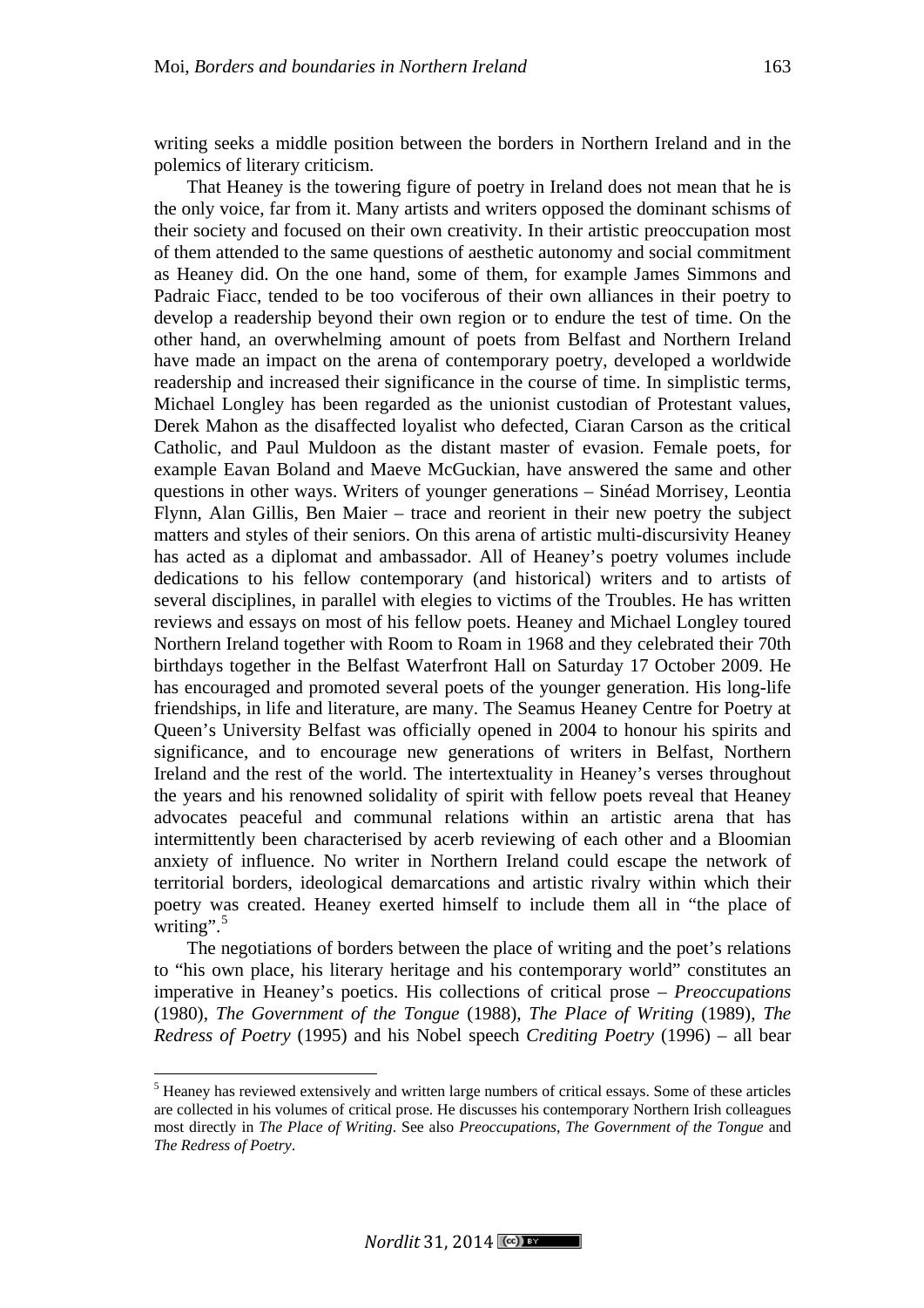writing seeks a middle position between the borders in Northern Ireland and in the polemics of literary criticism.

That Heaney is the towering figure of poetry in Ireland does not mean that he is the only voice, far from it. Many artists and writers opposed the dominant schisms of their society and focused on their own creativity. In their artistic preoccupation most of them attended to the same questions of aesthetic autonomy and social commitment as Heaney did. On the one hand, some of them, for example James Simmons and Padraic Fiacc, tended to be too vociferous of their own alliances in their poetry to develop a readership beyond their own region or to endure the test of time. On the other hand, an overwhelming amount of poets from Belfast and Northern Ireland have made an impact on the arena of contemporary poetry, developed a worldwide readership and increased their significance in the course of time. In simplistic terms, Michael Longley has been regarded as the unionist custodian of Protestant values, Derek Mahon as the disaffected loyalist who defected, Ciaran Carson as the critical Catholic, and Paul Muldoon as the distant master of evasion. Female poets, for example Eavan Boland and Maeve McGuckian, have answered the same and other questions in other ways. Writers of younger generations – Sinéad Morrisey, Leontia Flynn, Alan Gillis, Ben Maier – trace and reorient in their new poetry the subject matters and styles of their seniors. On this arena of artistic multi-discursivity Heaney has acted as a diplomat and ambassador. All of Heaney's poetry volumes include dedications to his fellow contemporary (and historical) writers and to artists of several disciplines, in parallel with elegies to victims of the Troubles. He has written reviews and essays on most of his fellow poets. Heaney and Michael Longley toured Northern Ireland together with Room to Roam in 1968 and they celebrated their 70th birthdays together in the Belfast Waterfront Hall on Saturday 17 October 2009. He has encouraged and promoted several poets of the younger generation. His long-life friendships, in life and literature, are many. The Seamus Heaney Centre for Poetry at Queen's University Belfast was officially opened in 2004 to honour his spirits and significance, and to encourage new generations of writers in Belfast, Northern Ireland and the rest of the world. The intertextuality in Heaney's verses throughout the years and his renowned solidality of spirit with fellow poets reveal that Heaney advocates peaceful and communal relations within an artistic arena that has intermittently been characterised by acerb reviewing of each other and a Bloomian anxiety of influence. No writer in Northern Ireland could escape the network of territorial borders, ideological demarcations and artistic rivalry within which their poetry was created. Heaney exerted himself to include them all in "the place of writing".[5]

The negotiations of borders between the place of writing and the poet's relations to "his own place, his literary heritage and his contemporary world" constitutes an imperative in Heaney's poetics. His collections of critical prose – *Preoccupations* (1980), *The Government of the Tongue* (1988), *The Place of Writing* (1989), *The Redress of Poetry* (1995) and his Nobel speech *Crediting Poetry* (1996) – all bear

[5] Heaney has reviewed extensively and written large numbers of critical essays. Some of these articles are collected in his volumes of critical prose. He discusses his contemporary Northern Irish colleagues most directly in *The Place of Writing*. See also *Preoccupations*, *The Government of the Tongue* and *The Redress of Poetry*.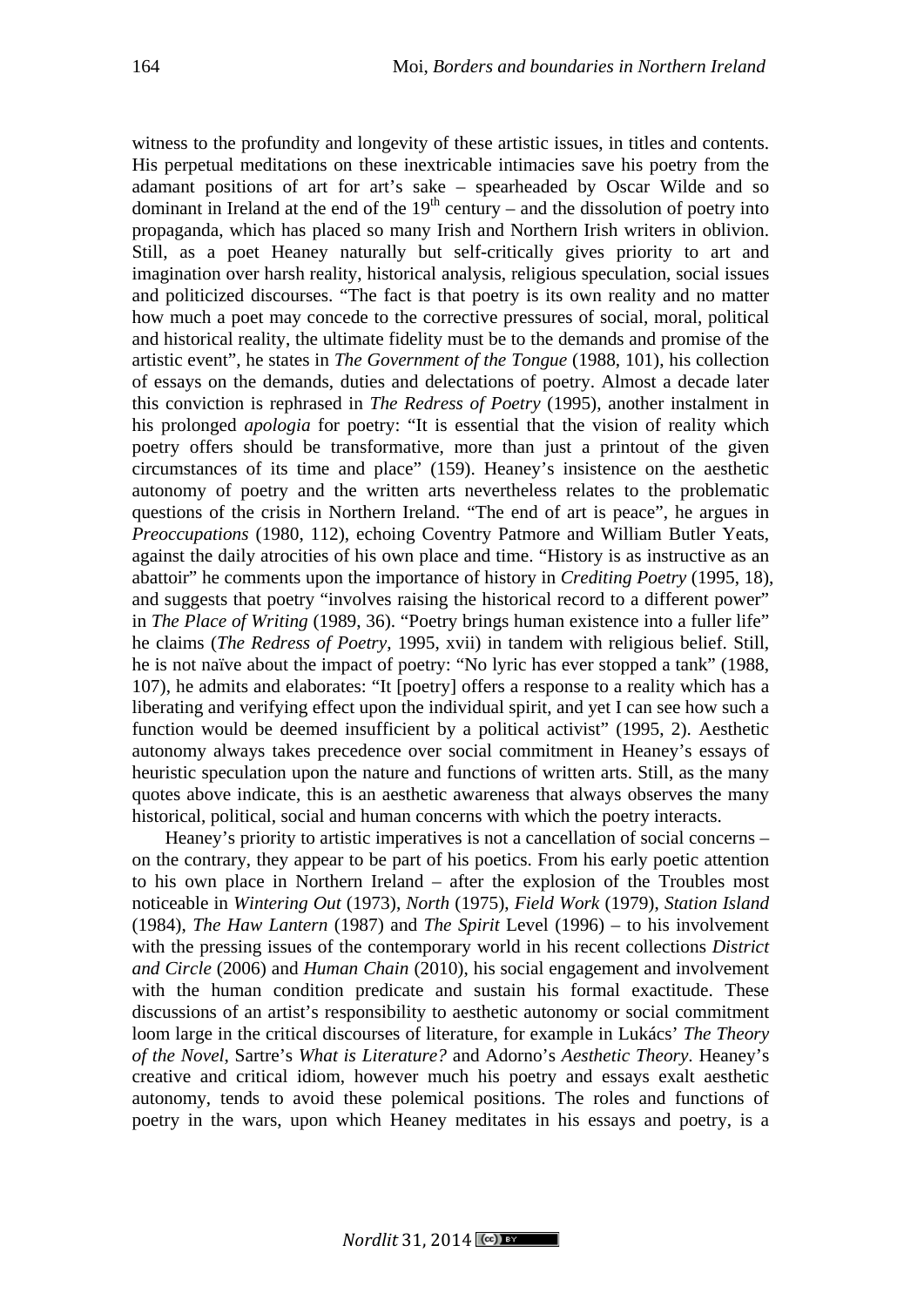witness to the profundity and longevity of these artistic issues, in titles and contents. His perpetual meditations on these inextricable intimacies save his poetry from the adamant positions of art for art's sake – spearheaded by Oscar Wilde and so dominant in Ireland at the end of the 19th century – and the dissolution of poetry into propaganda, which has placed so many Irish and Northern Irish writers in oblivion. Still, as a poet Heaney naturally but self-critically gives priority to art and imagination over harsh reality, historical analysis, religious speculation, social issues and politicized discourses. "The fact is that poetry is its own reality and no matter how much a poet may concede to the corrective pressures of social, moral, political and historical reality, the ultimate fidelity must be to the demands and promise of the artistic event", he states in *The Government of the Tongue* (1988, 101), his collection of essays on the demands, duties and delectations of poetry. Almost a decade later this conviction is rephrased in *The Redress of Poetry* (1995), another instalment in his prolonged *apologia* for poetry: "It is essential that the vision of reality which poetry offers should be transformative, more than just a printout of the given circumstances of its time and place" (159). Heaney's insistence on the aesthetic autonomy of poetry and the written arts nevertheless relates to the problematic questions of the crisis in Northern Ireland. "The end of art is peace", he argues in *Preoccupations* (1980, 112), echoing Coventry Patmore and William Butler Yeats, against the daily atrocities of his own place and time. "History is as instructive as an abattoir" he comments upon the importance of history in *Crediting Poetry* (1995, 18), and suggests that poetry "involves raising the historical record to a different power" in *The Place of Writing* (1989, 36). "Poetry brings human existence into a fuller life" he claims (*The Redress of Poetry*, 1995, xvii) in tandem with religious belief. Still, he is not naïve about the impact of poetry: "No lyric has ever stopped a tank" (1988, 107), he admits and elaborates: "It [poetry] offers a response to a reality which has a liberating and verifying effect upon the individual spirit, and yet I can see how such a function would be deemed insufficient by a political activist" (1995, 2). Aesthetic autonomy always takes precedence over social commitment in Heaney's essays of heuristic speculation upon the nature and functions of written arts. Still, as the many quotes above indicate, this is an aesthetic awareness that always observes the many historical, political, social and human concerns with which the poetry interacts.

Heaney's priority to artistic imperatives is not a cancellation of social concerns – on the contrary, they appear to be part of his poetics. From his early poetic attention to his own place in Northern Ireland – after the explosion of the Troubles most noticeable in *Wintering Out* (1973), *North* (1975), *Field Work* (1979), *Station Island* (1984), *The Haw Lantern* (1987) and *The Spirit* Level (1996) – to his involvement with the pressing issues of the contemporary world in his recent collections *District and Circle* (2006) and *Human Chain* (2010), his social engagement and involvement with the human condition predicate and sustain his formal exactitude. These discussions of an artist's responsibility to aesthetic autonomy or social commitment loom large in the critical discourses of literature, for example in Lukács' *The Theory of the Novel*, Sartre's *What is Literature?* and Adorno's *Aesthetic Theory*. Heaney's creative and critical idiom, however much his poetry and essays exalt aesthetic autonomy, tends to avoid these polemical positions. The roles and functions of poetry in the wars, upon which Heaney meditates in his essays and poetry, is a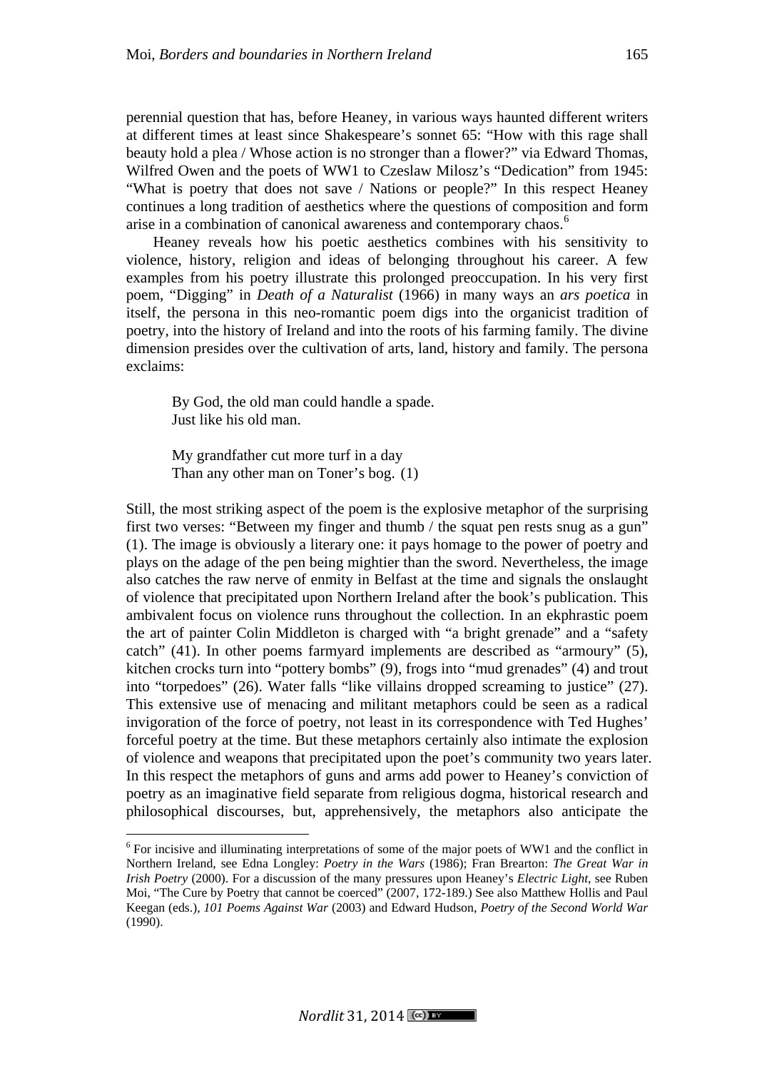perennial question that has, before Heaney, in various ways haunted different writers at different times at least since Shakespeare's sonnet 65: "How with this rage shall beauty hold a plea / Whose action is no stronger than a flower?" via Edward Thomas, Wilfred Owen and the poets of WW1 to Czeslaw Milosz's "Dedication" from 1945: "What is poetry that does not save / Nations or people?" In this respect Heaney continues a long tradition of aesthetics where the questions of composition and form arise in a combination of canonical awareness and contemporary chaos.[6]

Heaney reveals how his poetic aesthetics combines with his sensitivity to violence, history, religion and ideas of belonging throughout his career. A few examples from his poetry illustrate this prolonged preoccupation. In his very first poem, "Digging" in *Death of a Naturalist* (1966) in many ways an *ars poetica* in itself, the persona in this neo-romantic poem digs into the organicist tradition of poetry, into the history of Ireland and into the roots of his farming family. The divine dimension presides over the cultivation of arts, land, history and family. The persona exclaims:

> By God, the old man could handle a spade.
> Just like his old man.
>
> My grandfather cut more turf in a day
> Than any other man on Toner's bog. (1)

Still, the most striking aspect of the poem is the explosive metaphor of the surprising first two verses: "Between my finger and thumb / the squat pen rests snug as a gun" (1). The image is obviously a literary one: it pays homage to the power of poetry and plays on the adage of the pen being mightier than the sword. Nevertheless, the image also catches the raw nerve of enmity in Belfast at the time and signals the onslaught of violence that precipitated upon Northern Ireland after the book's publication. This ambivalent focus on violence runs throughout the collection. In an ekphrastic poem the art of painter Colin Middleton is charged with "a bright grenade" and a "safety catch" (41). In other poems farmyard implements are described as "armoury" (5), kitchen crocks turn into "pottery bombs" (9), frogs into "mud grenades" (4) and trout into "torpedoes" (26). Water falls "like villains dropped screaming to justice" (27). This extensive use of menacing and militant metaphors could be seen as a radical invigoration of the force of poetry, not least in its correspondence with Ted Hughes' forceful poetry at the time. But these metaphors certainly also intimate the explosion of violence and weapons that precipitated upon the poet's community two years later. In this respect the metaphors of guns and arms add power to Heaney's conviction of poetry as an imaginative field separate from religious dogma, historical research and philosophical discourses, but, apprehensively, the metaphors also anticipate the

[6] For incisive and illuminating interpretations of some of the major poets of WW1 and the conflict in Northern Ireland, see Edna Longley: *Poetry in the Wars* (1986); Fran Brearton: *The Great War in Irish Poetry* (2000). For a discussion of the many pressures upon Heaney's *Electric Light*, see Ruben Moi, "The Cure by Poetry that cannot be coerced" (2007, 172-189.) See also Matthew Hollis and Paul Keegan (eds.), *101 Poems Against War* (2003) and Edward Hudson, *Poetry of the Second World War* (1990).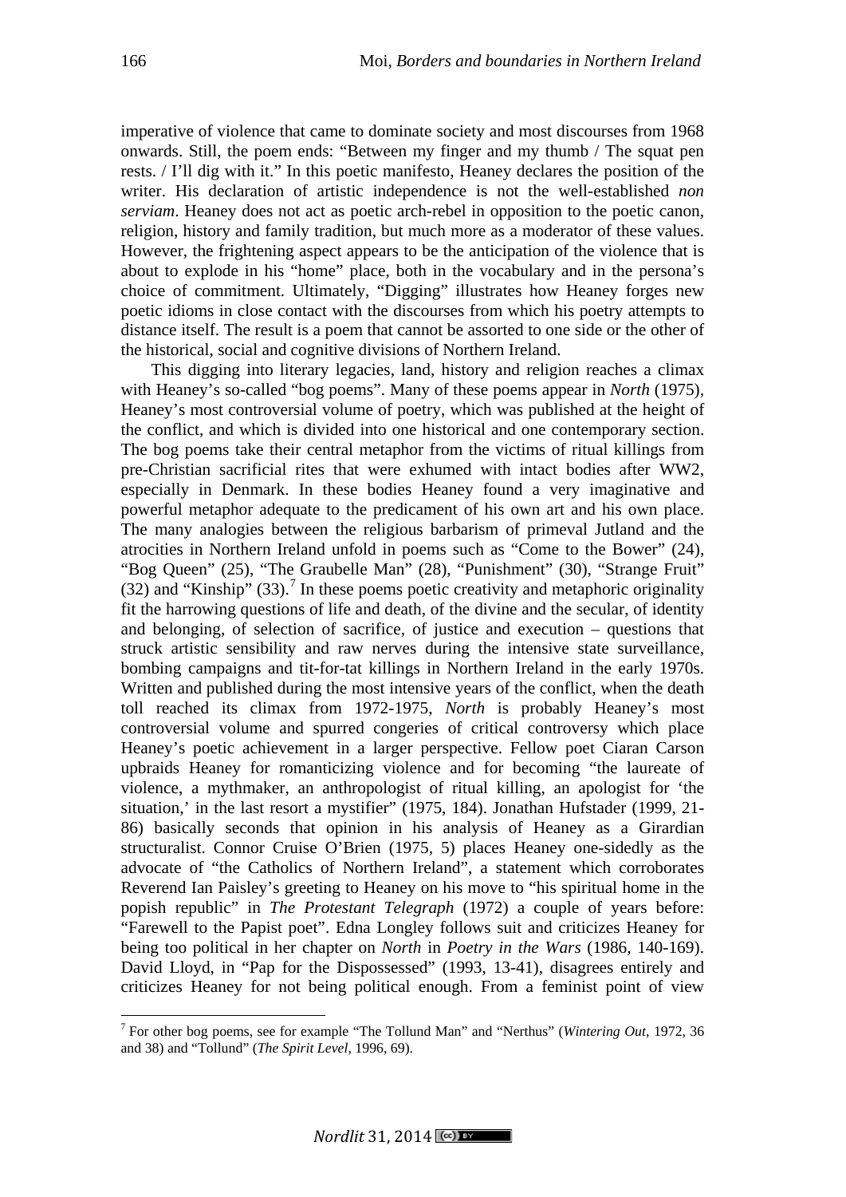imperative of violence that came to dominate society and most discourses from 1968 onwards. Still, the poem ends: "Between my finger and my thumb / The squat pen rests. / I'll dig with it." In this poetic manifesto, Heaney declares the position of the writer. His declaration of artistic independence is not the well-established *non serviam*. Heaney does not act as poetic arch-rebel in opposition to the poetic canon, religion, history and family tradition, but much more as a moderator of these values. However, the frightening aspect appears to be the anticipation of the violence that is about to explode in his "home" place, both in the vocabulary and in the persona's choice of commitment. Ultimately, "Digging" illustrates how Heaney forges new poetic idioms in close contact with the discourses from which his poetry attempts to distance itself. The result is a poem that cannot be assorted to one side or the other of the historical, social and cognitive divisions of Northern Ireland.

This digging into literary legacies, land, history and religion reaches a climax with Heaney's so-called "bog poems". Many of these poems appear in *North* (1975), Heaney's most controversial volume of poetry, which was published at the height of the conflict, and which is divided into one historical and one contemporary section. The bog poems take their central metaphor from the victims of ritual killings from pre-Christian sacrificial rites that were exhumed with intact bodies after WW2, especially in Denmark. In these bodies Heaney found a very imaginative and powerful metaphor adequate to the predicament of his own art and his own place. The many analogies between the religious barbarism of primeval Jutland and the atrocities in Northern Ireland unfold in poems such as "Come to the Bower" (24), "Bog Queen" (25), "The Graubelle Man" (28), "Punishment" (30), "Strange Fruit" (32) and "Kinship" (33).[7] In these poems poetic creativity and metaphoric originality fit the harrowing questions of life and death, of the divine and the secular, of identity and belonging, of selection of sacrifice, of justice and execution – questions that struck artistic sensibility and raw nerves during the intensive state surveillance, bombing campaigns and tit-for-tat killings in Northern Ireland in the early 1970s. Written and published during the most intensive years of the conflict, when the death toll reached its climax from 1972-1975, *North* is probably Heaney's most controversial volume and spurred congeries of critical controversy which place Heaney's poetic achievement in a larger perspective. Fellow poet Ciaran Carson upbraids Heaney for romanticizing violence and for becoming "the laureate of violence, a mythmaker, an anthropologist of ritual killing, an apologist for 'the situation,' in the last resort a mystifier" (1975, 184). Jonathan Hufstader (1999, 21-86) basically seconds that opinion in his analysis of Heaney as a Girardian structuralist. Connor Cruise O'Brien (1975, 5) places Heaney one-sidedly as the advocate of "the Catholics of Northern Ireland", a statement which corroborates Reverend Ian Paisley's greeting to Heaney on his move to "his spiritual home in the popish republic" in *The Protestant Telegraph* (1972) a couple of years before: "Farewell to the Papist poet". Edna Longley follows suit and criticizes Heaney for being too political in her chapter on *North* in *Poetry in the Wars* (1986, 140-169). David Lloyd, in "Pap for the Dispossessed" (1993, 13-41), disagrees entirely and criticizes Heaney for not being political enough. From a feminist point of view

[7] For other bog poems, see for example "The Tollund Man" and "Nerthus" (*Wintering Out*, 1972, 36 and 38) and "Tollund" (*The Spirit Level*, 1996, 69).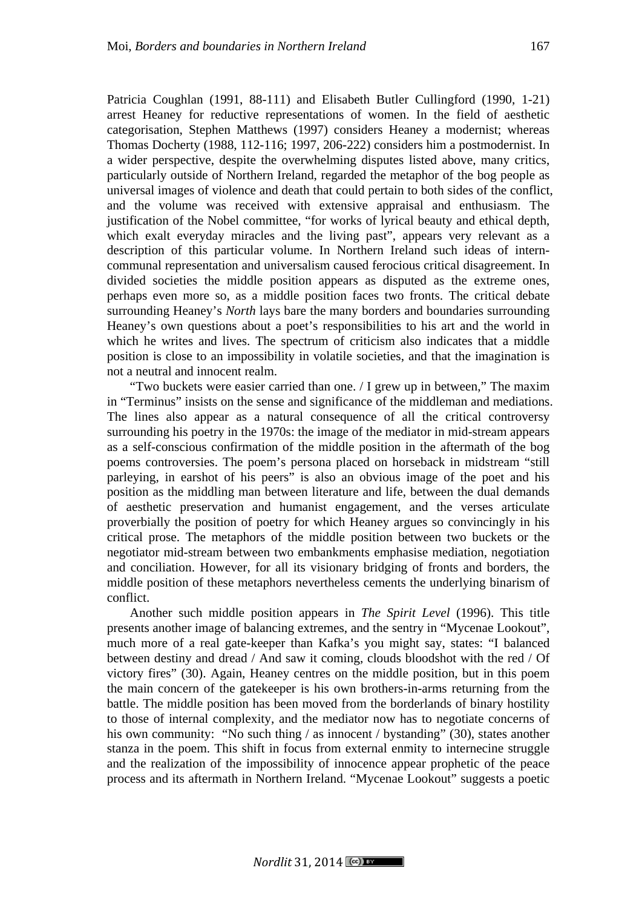Patricia Coughlan (1991, 88-111) and Elisabeth Butler Cullingford (1990, 1-21) arrest Heaney for reductive representations of women. In the field of aesthetic categorisation, Stephen Matthews (1997) considers Heaney a modernist; whereas Thomas Docherty (1988, 112-116; 1997, 206-222) considers him a postmodernist. In a wider perspective, despite the overwhelming disputes listed above, many critics, particularly outside of Northern Ireland, regarded the metaphor of the bog people as universal images of violence and death that could pertain to both sides of the conflict, and the volume was received with extensive appraisal and enthusiasm. The justification of the Nobel committee, "for works of lyrical beauty and ethical depth, which exalt everyday miracles and the living past", appears very relevant as a description of this particular volume. In Northern Ireland such ideas of intern-communal representation and universalism caused ferocious critical disagreement. In divided societies the middle position appears as disputed as the extreme ones, perhaps even more so, as a middle position faces two fronts. The critical debate surrounding Heaney's *North* lays bare the many borders and boundaries surrounding Heaney's own questions about a poet's responsibilities to his art and the world in which he writes and lives. The spectrum of criticism also indicates that a middle position is close to an impossibility in volatile societies, and that the imagination is not a neutral and innocent realm.

"Two buckets were easier carried than one. / I grew up in between," The maxim in "Terminus" insists on the sense and significance of the middleman and mediations. The lines also appear as a natural consequence of all the critical controversy surrounding his poetry in the 1970s: the image of the mediator in mid-stream appears as a self-conscious confirmation of the middle position in the aftermath of the bog poems controversies. The poem's persona placed on horseback in midstream "still parleying, in earshot of his peers" is also an obvious image of the poet and his position as the middling man between literature and life, between the dual demands of aesthetic preservation and humanist engagement, and the verses articulate proverbially the position of poetry for which Heaney argues so convincingly in his critical prose. The metaphors of the middle position between two buckets or the negotiator mid-stream between two embankments emphasise mediation, negotiation and conciliation. However, for all its visionary bridging of fronts and borders, the middle position of these metaphors nevertheless cements the underlying binarism of conflict.

Another such middle position appears in *The Spirit Level* (1996). This title presents another image of balancing extremes, and the sentry in "Mycenae Lookout", much more of a real gate-keeper than Kafka's you might say, states: "I balanced between destiny and dread / And saw it coming, clouds bloodshot with the red / Of victory fires" (30). Again, Heaney centres on the middle position, but in this poem the main concern of the gatekeeper is his own brothers-in-arms returning from the battle. The middle position has been moved from the borderlands of binary hostility to those of internal complexity, and the mediator now has to negotiate concerns of his own community: "No such thing / as innocent / bystanding" (30), states another stanza in the poem. This shift in focus from external enmity to internecine struggle and the realization of the impossibility of innocence appear prophetic of the peace process and its aftermath in Northern Ireland. "Mycenae Lookout" suggests a poetic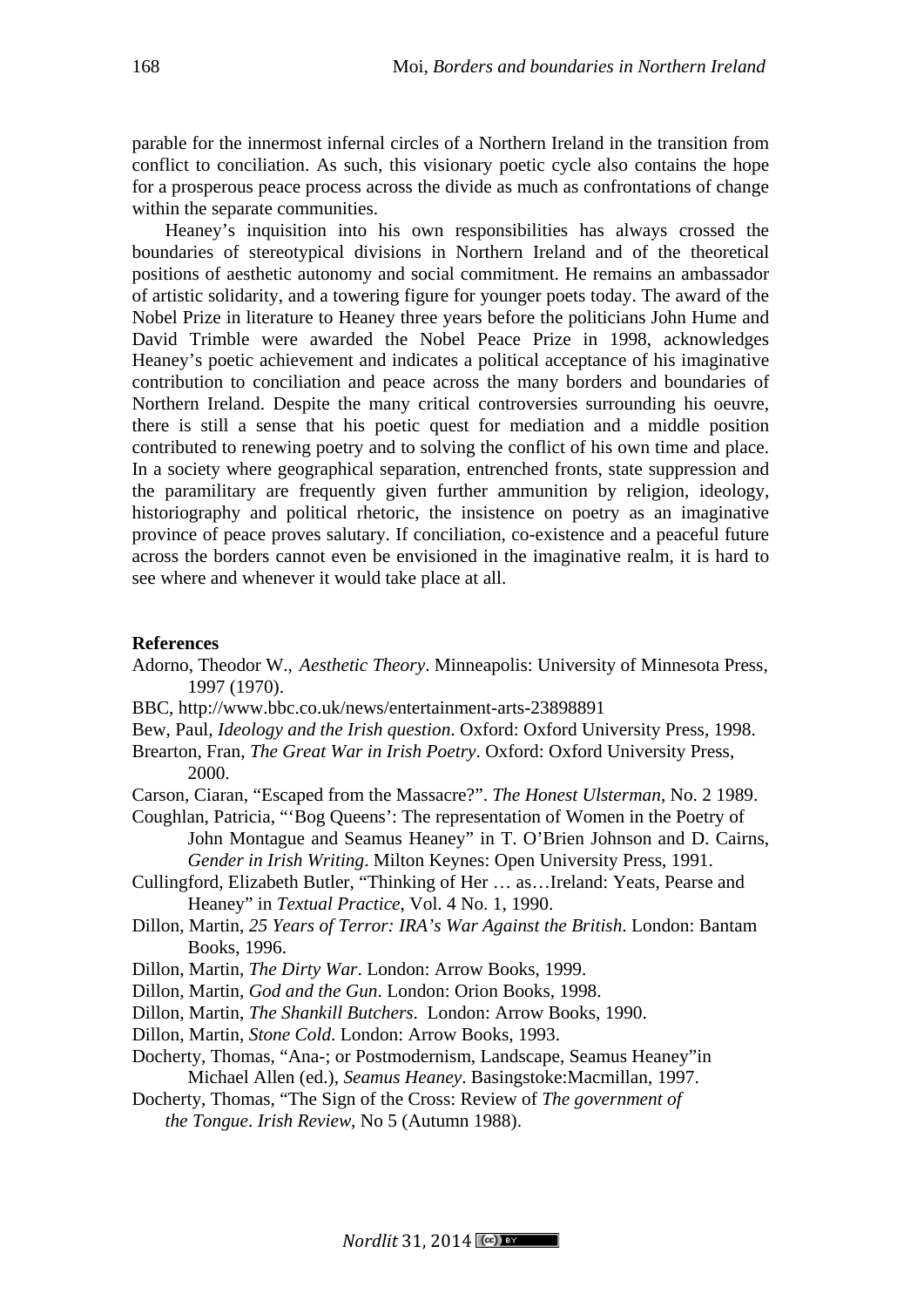parable for the innermost infernal circles of a Northern Ireland in the transition from conflict to conciliation. As such, this visionary poetic cycle also contains the hope for a prosperous peace process across the divide as much as confrontations of change within the separate communities.

Heaney's inquisition into his own responsibilities has always crossed the boundaries of stereotypical divisions in Northern Ireland and of the theoretical positions of aesthetic autonomy and social commitment. He remains an ambassador of artistic solidarity, and a towering figure for younger poets today. The award of the Nobel Prize in literature to Heaney three years before the politicians John Hume and David Trimble were awarded the Nobel Peace Prize in 1998, acknowledges Heaney's poetic achievement and indicates a political acceptance of his imaginative contribution to conciliation and peace across the many borders and boundaries of Northern Ireland. Despite the many critical controversies surrounding his oeuvre, there is still a sense that his poetic quest for mediation and a middle position contributed to renewing poetry and to solving the conflict of his own time and place. In a society where geographical separation, entrenched fronts, state suppression and the paramilitary are frequently given further ammunition by religion, ideology, historiography and political rhetoric, the insistence on poetry as an imaginative province of peace proves salutary. If conciliation, co-existence and a peaceful future across the borders cannot even be envisioned in the imaginative realm, it is hard to see where and whenever it would take place at all.

**References**

Adorno, Theodor W., *Aesthetic Theory*. Minneapolis: University of Minnesota Press, 1997 (1970).

BBC, http://www.bbc.co.uk/news/entertainment-arts-23898891

Bew, Paul, *Ideology and the Irish question*. Oxford: Oxford University Press, 1998.

Brearton, Fran, *The Great War in Irish Poetry*. Oxford: Oxford University Press, 2000.

Carson, Ciaran, "Escaped from the Massacre?". *The Honest Ulsterman*, No. 2 1989.

Coughlan, Patricia, "'Bog Queens': The representation of Women in the Poetry of John Montague and Seamus Heaney" in T. O'Brien Johnson and D. Cairns, *Gender in Irish Writing*. Milton Keynes: Open University Press, 1991.

Cullingford, Elizabeth Butler, "Thinking of Her … as…Ireland: Yeats, Pearse and Heaney" in *Textual Practice*, Vol. 4 No. 1, 1990.

Dillon, Martin, *25 Years of Terror: IRA's War Against the British*. London: Bantam Books, 1996.

Dillon, Martin, *The Dirty War*. London: Arrow Books, 1999.

Dillon, Martin, *God and the Gun*. London: Orion Books, 1998.

Dillon, Martin, *The Shankill Butchers*. London: Arrow Books, 1990.

Dillon, Martin, *Stone Cold*. London: Arrow Books, 1993.

Docherty, Thomas, "Ana-; or Postmodernism, Landscape, Seamus Heaney"in Michael Allen (ed.), *Seamus Heaney*. Basingstoke:Macmillan, 1997.

Docherty, Thomas, "The Sign of the Cross: Review of *The government of the Tongue*. *Irish Review*, No 5 (Autumn 1988).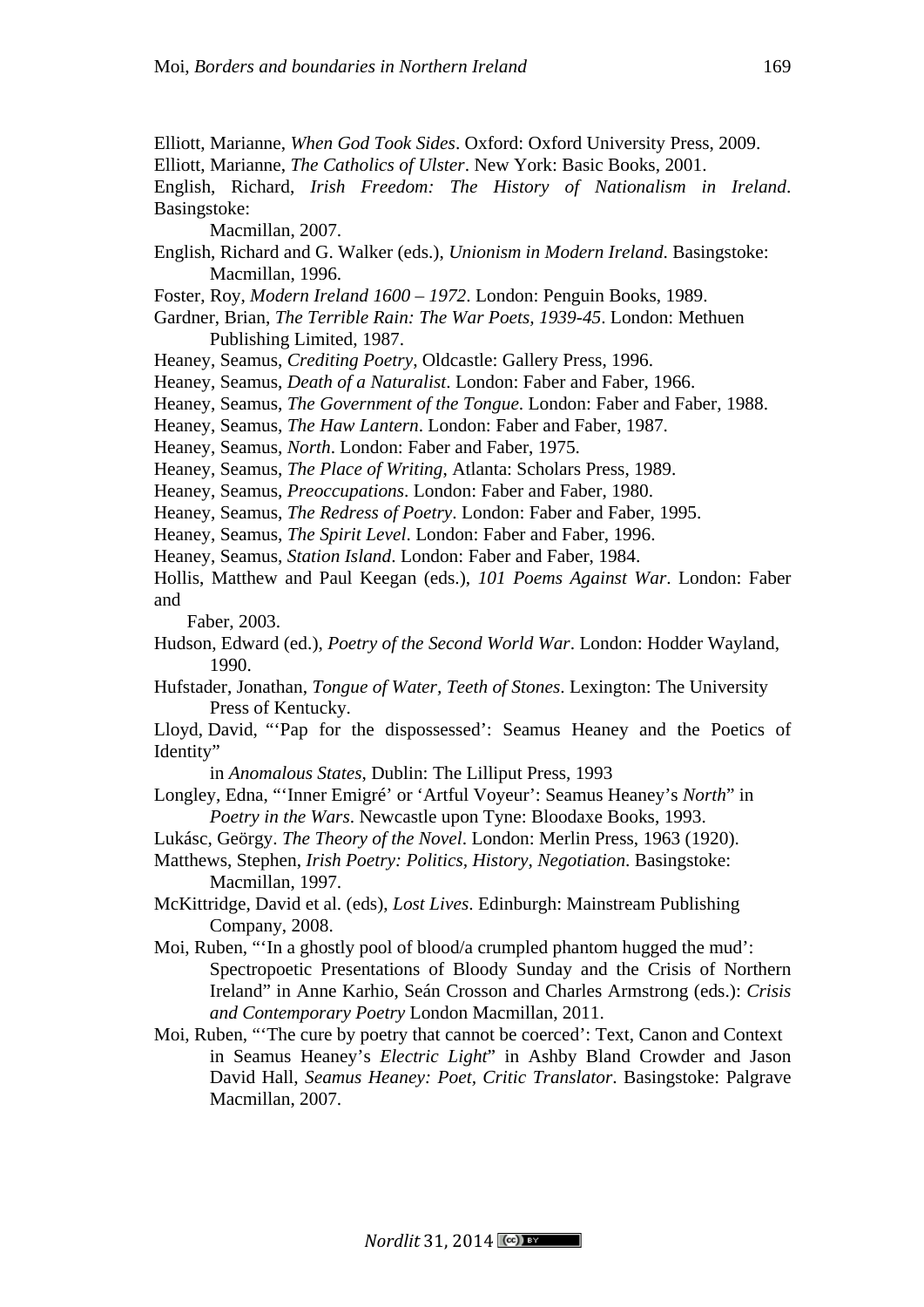Elliott, Marianne, *When God Took Sides*. Oxford: Oxford University Press, 2009.

Elliott, Marianne, *The Catholics of Ulster*. New York: Basic Books, 2001.

English, Richard, *Irish Freedom: The History of Nationalism in Ireland*. Basingstoke: Macmillan, 2007.

English, Richard and G. Walker (eds.), *Unionism in Modern Ireland*. Basingstoke: Macmillan, 1996.

Foster, Roy, *Modern Ireland 1600 – 1972*. London: Penguin Books, 1989.

Gardner, Brian, *The Terrible Rain: The War Poets, 1939-45*. London: Methuen Publishing Limited, 1987.

Heaney, Seamus, *Crediting Poetry*, Oldcastle: Gallery Press, 1996.

Heaney, Seamus, *Death of a Naturalist*. London: Faber and Faber, 1966.

Heaney, Seamus, *The Government of the Tongue*. London: Faber and Faber, 1988.

Heaney, Seamus, *The Haw Lantern*. London: Faber and Faber, 1987.

Heaney, Seamus, *North*. London: Faber and Faber, 1975.

Heaney, Seamus, *The Place of Writing*, Atlanta: Scholars Press, 1989.

Heaney, Seamus, *Preoccupations*. London: Faber and Faber, 1980.

Heaney, Seamus, *The Redress of Poetry*. London: Faber and Faber, 1995.

Heaney, Seamus, *The Spirit Level*. London: Faber and Faber, 1996.

Heaney, Seamus, *Station Island*. London: Faber and Faber, 1984.

Hollis, Matthew and Paul Keegan (eds.), *101 Poems Against War*. London: Faber and Faber, 2003.

Hudson, Edward (ed.), *Poetry of the Second World War*. London: Hodder Wayland, 1990.

Hufstader, Jonathan, *Tongue of Water, Teeth of Stones*. Lexington: The University Press of Kentucky.

Lloyd, David, "'Pap for the dispossessed': Seamus Heaney and the Poetics of Identity" in *Anomalous States*, Dublin: The Lilliput Press, 1993

Longley, Edna, "'Inner Emigré' or 'Artful Voyeur': Seamus Heaney's *North*" in *Poetry in the Wars*. Newcastle upon Tyne: Bloodaxe Books, 1993.

Lukásc, Geörgy. *The Theory of the Novel*. London: Merlin Press, 1963 (1920).

Matthews, Stephen, *Irish Poetry: Politics, History, Negotiation*. Basingstoke: Macmillan, 1997.

McKittridge, David et al. (eds), *Lost Lives*. Edinburgh: Mainstream Publishing Company, 2008.

Moi, Ruben, "'In a ghostly pool of blood/a crumpled phantom hugged the mud': Spectropoetic Presentations of Bloody Sunday and the Crisis of Northern Ireland" in Anne Karhio, Seán Crosson and Charles Armstrong (eds.): *Crisis and Contemporary Poetry* London Macmillan, 2011.

Moi, Ruben, "'The cure by poetry that cannot be coerced': Text, Canon and Context in Seamus Heaney's *Electric Light*" in Ashby Bland Crowder and Jason David Hall, *Seamus Heaney: Poet, Critic Translator*. Basingstoke: Palgrave Macmillan, 2007.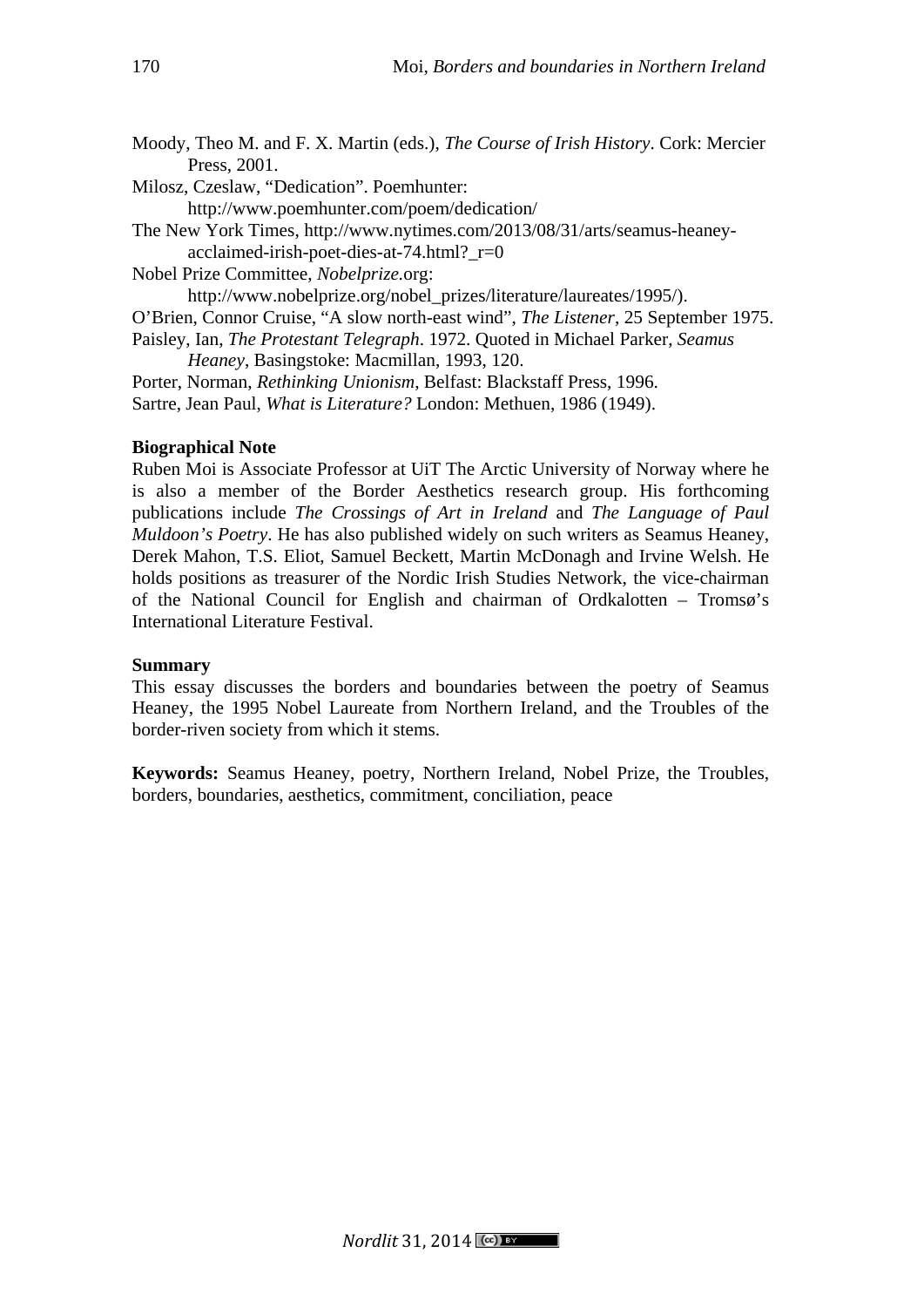Moody, Theo M. and F. X. Martin (eds.), *The Course of Irish History*. Cork: Mercier Press, 2001.

Milosz, Czeslaw, "Dedication". Poemhunter: http://www.poemhunter.com/poem/dedication/

The New York Times, http://www.nytimes.com/2013/08/31/arts/seamus-heaney-acclaimed-irish-poet-dies-at-74.html?_r=0

Nobel Prize Committee, *Nobelprize*.org: http://www.nobelprize.org/nobel_prizes/literature/laureates/1995/).

O'Brien, Connor Cruise, "A slow north-east wind", *The Listener*, 25 September 1975.

Paisley, Ian, *The Protestant Telegraph*. 1972. Quoted in Michael Parker, *Seamus Heaney*, Basingstoke: Macmillan, 1993, 120.

Porter, Norman, *Rethinking Unionism*, Belfast: Blackstaff Press, 1996.

Sartre, Jean Paul, *What is Literature?* London: Methuen, 1986 (1949).

**Biographical Note**

Ruben Moi is Associate Professor at UiT The Arctic University of Norway where he is also a member of the Border Aesthetics research group. His forthcoming publications include *The Crossings of Art in Ireland* and *The Language of Paul Muldoon's Poetry*. He has also published widely on such writers as Seamus Heaney, Derek Mahon, T.S. Eliot, Samuel Beckett, Martin McDonagh and Irvine Welsh. He holds positions as treasurer of the Nordic Irish Studies Network, the vice-chairman of the National Council for English and chairman of Ordkalotten – Tromsø's International Literature Festival.

**Summary**

This essay discusses the borders and boundaries between the poetry of Seamus Heaney, the 1995 Nobel Laureate from Northern Ireland, and the Troubles of the border-riven society from which it stems.

**Keywords:** Seamus Heaney, poetry, Northern Ireland, Nobel Prize, the Troubles, borders, boundaries, aesthetics, commitment, conciliation, peace